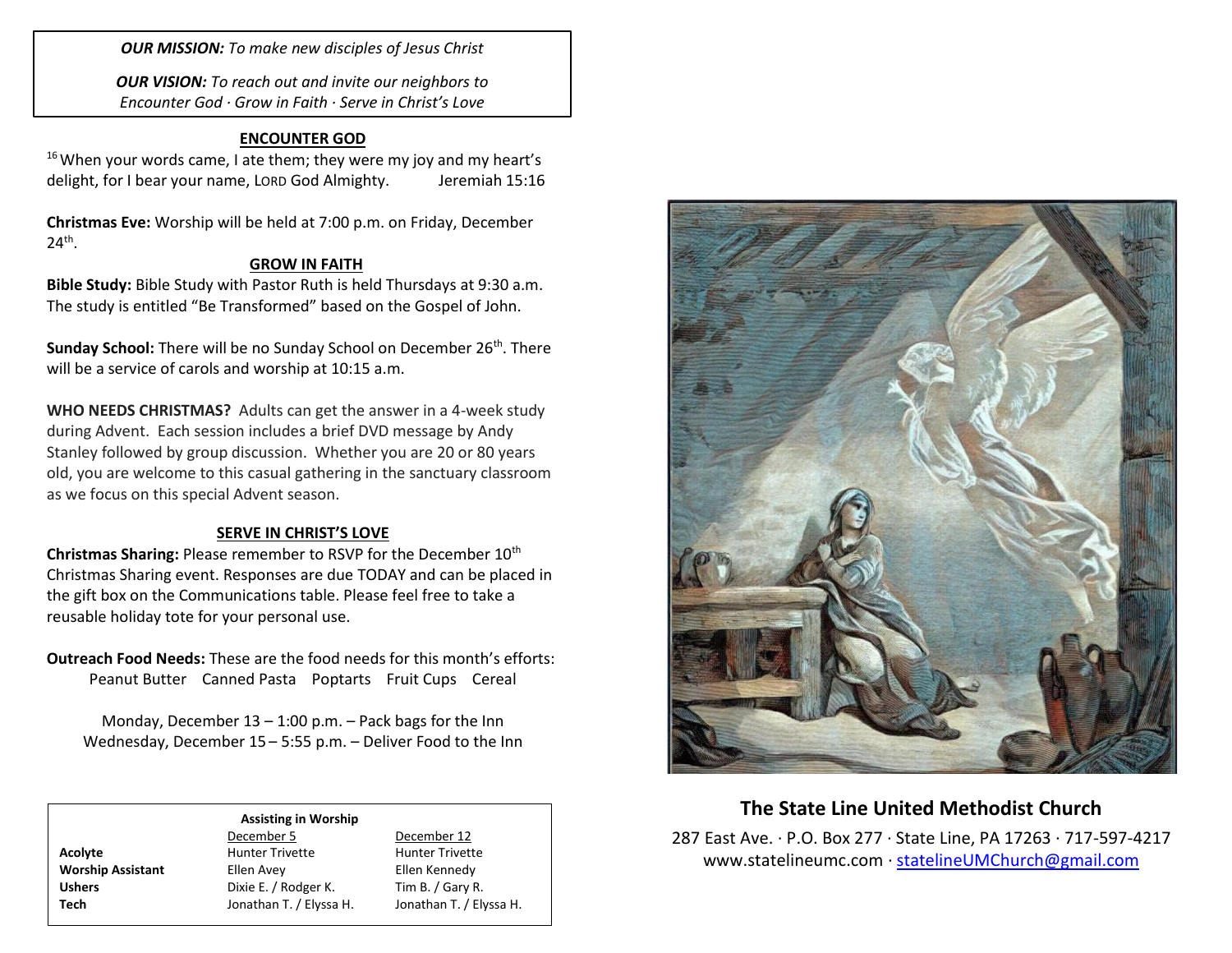***OUR MISSION:*** *To make new disciples of Jesus Christ*

***OUR VISION:*** *To reach out and invite our neighbors to Encounter God · Grow in Faith · Serve in Christ's Love*

## ENCOUNTER GOD

[16] When your words came, I ate them; they were my joy and my heart's delight, for I bear your name, LORD God Almighty. Jeremiah 15:16

**Christmas Eve:** Worship will be held at 7:00 p.m. on Friday, December 24th.

## GROW IN FAITH

**Bible Study:** Bible Study with Pastor Ruth is held Thursdays at 9:30 a.m. The study is entitled "Be Transformed" based on the Gospel of John.

**Sunday School:** There will be no Sunday School on December 26th. There will be a service of carols and worship at 10:15 a.m.

**WHO NEEDS CHRISTMAS?** Adults can get the answer in a 4-week study during Advent. Each session includes a brief DVD message by Andy Stanley followed by group discussion. Whether you are 20 or 80 years old, you are welcome to this casual gathering in the sanctuary classroom as we focus on this special Advent season.

## SERVE IN CHRIST'S LOVE

**Christmas Sharing:** Please remember to RSVP for the December 10th Christmas Sharing event. Responses are due TODAY and can be placed in the gift box on the Communications table. Please feel free to take a reusable holiday tote for your personal use.

**Outreach Food Needs:** These are the food needs for this month's efforts:

Peanut Butter Canned Pasta Poptarts Fruit Cups Cereal

Monday, December 13 – 1:00 p.m. – Pack bags for the Inn
Wednesday, December 15 – 5:55 p.m. – Deliver Food to the Inn

**Assisting in Worship**

| | December 5 | December 12 |
|---|---|---|
| **Acolyte** | Hunter Trivette | Hunter Trivette |
| **Worship Assistant** | Ellen Avey | Ellen Kennedy |
| **Ushers** | Dixie E. / Rodger K. | Tim B. / Gary R. |
| **Tech** | Jonathan T. / Elyssa H. | Jonathan T. / Elyssa H. |

## The State Line United Methodist Church

287 East Ave. · P.O. Box 277 · State Line, PA 17263 · 717-597-4217
www.statelineumc.com · statelineUMChurch@gmail.com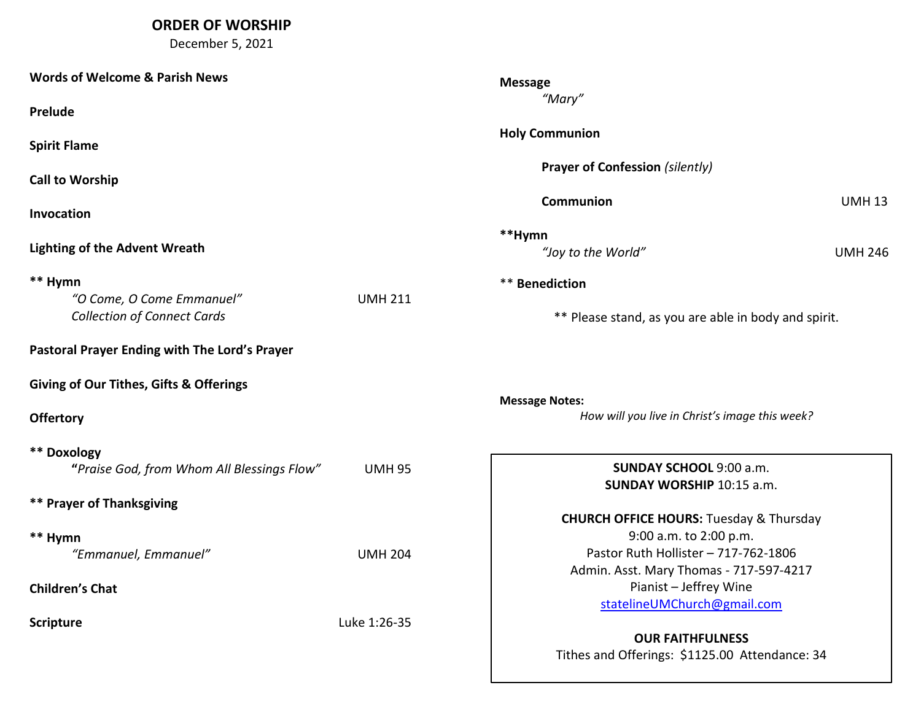## ORDER OF WORSHIP

December 5, 2021

**Words of Welcome & Parish News**

**Prelude**

**Spirit Flame**

**Call to Worship**

**Invocation**

**Lighting of the Advent Wreath**

**\*\* Hymn**
*"O Come, O Come Emmanuel"* UMH 211
*Collection of Connect Cards*

**Pastoral Prayer Ending with The Lord's Prayer**

**Giving of Our Tithes, Gifts & Offerings**

**Offertory**

**\*\* Doxology**
**"***Praise God, from Whom All Blessings Flow"* UMH 95

**\*\* Prayer of Thanksgiving**

**\*\* Hymn**
*"Emmanuel, Emmanuel"* UMH 204

**Children's Chat**

**Scripture** Luke 1:26-35

**Message**
*"Mary"*

**Holy Communion**

**Prayer of Confession** *(silently)*

**Communion** UMH 13

**\*\*Hymn**
*"Joy to the World"* UMH 246

\*\* **Benediction**

\*\* Please stand, as you are able in body and spirit.

**Message Notes:**
*How will you live in Christ's image this week?*

**SUNDAY SCHOOL** 9:00 a.m.
**SUNDAY WORSHIP** 10:15 a.m.

**CHURCH OFFICE HOURS:** Tuesday & Thursday
9:00 a.m. to 2:00 p.m.
Pastor Ruth Hollister – 717-762-1806
Admin. Asst. Mary Thomas - 717-597-4217
Pianist – Jeffrey Wine
statelineUMChurch@gmail.com

**OUR FAITHFULNESS**
Tithes and Offerings: $1125.00 Attendance: 34